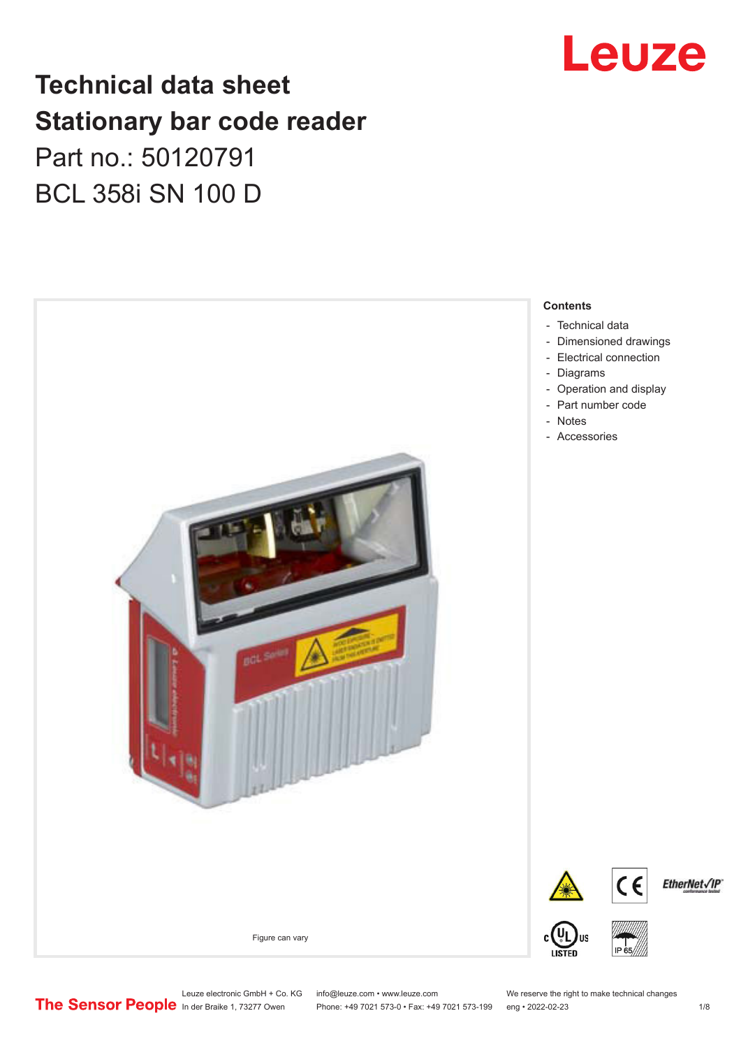# Technical data sheet
## Stationary bar code reader

Part no.: 50120791

BCL 358i SN 100 D

Figure can vary

**Contents**

- Technical data
- Dimensioned drawings
- Electrical connection
- Diagrams
- Operation and display
- Part number code
- Notes
- Accessories

Leuze electronic GmbH + Co. KG
In der Braike 1, 73277 Owen

info@leuze.com • www.leuze.com
Phone: +49 7021 573-0 • Fax: +49 7021 573-199

We reserve the right to make technical changes
eng • 2022-02-23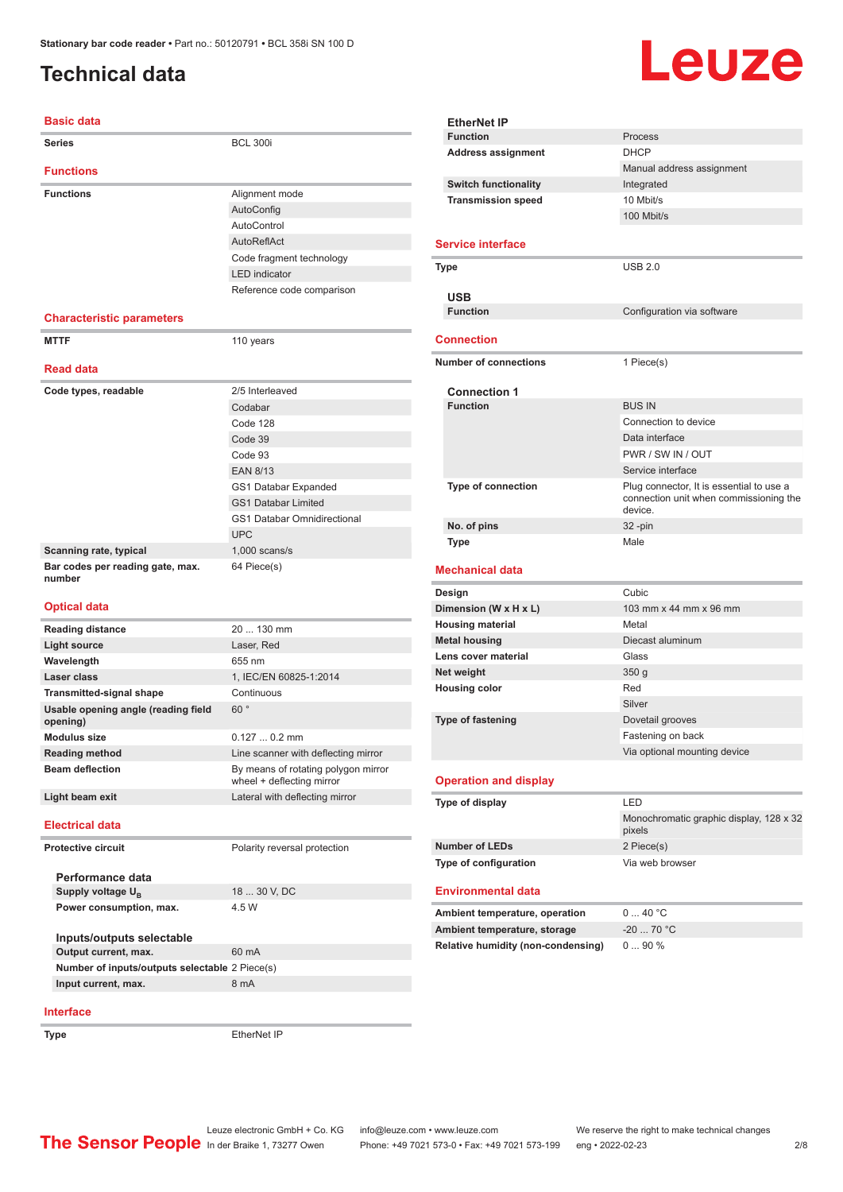# Technical data

## Basic data

| | |
|---|---|
| **Series** | BCL 300i |

## Functions

| | |
|---|---|
| **Functions** | Alignment mode |
| | AutoConfig |
| | AutoControl |
| | AutoReflAct |
| | Code fragment technology |
| | LED indicator |
| | Reference code comparison |

## Characteristic parameters

| | |
|---|---|
| **MTTF** | 110 years |

## Read data

| | |
|---|---|
| **Code types, readable** | 2/5 Interleaved |
| | Codabar |
| | Code 128 |
| | Code 39 |
| | Code 93 |
| | EAN 8/13 |
| | GS1 Databar Expanded |
| | GS1 Databar Limited |
| | GS1 Databar Omnidirectional |
| | UPC |
| **Scanning rate, typical** | 1,000 scans/s |
| **Bar codes per reading gate, max. number** | 64 Piece(s) |

## Optical data

| | |
|---|---|
| **Reading distance** | 20 ... 130 mm |
| **Light source** | Laser, Red |
| **Wavelength** | 655 nm |
| **Laser class** | 1, IEC/EN 60825-1:2014 |
| **Transmitted-signal shape** | Continuous |
| **Usable opening angle (reading field opening)** | 60 ° |
| **Modulus size** | 0.127 ... 0.2 mm |
| **Reading method** | Line scanner with deflecting mirror |
| **Beam deflection** | By means of rotating polygon mirror wheel + deflecting mirror |
| **Light beam exit** | Lateral with deflecting mirror |

## Electrical data

| | |
|---|---|
| **Protective circuit** | Polarity reversal protection |

### Performance data

| | |
|---|---|
| **Supply voltage $U_B$** | 18 ... 30 V, DC |
| **Power consumption, max.** | 4.5 W |

### Inputs/outputs selectable

| | |
|---|---|
| **Output current, max.** | 60 mA |
| **Number of inputs/outputs selectable** | 2 Piece(s) |
| **Input current, max.** | 8 mA |

## Interface

| | |
|---|---|
| **Type** | EtherNet IP |

### EtherNet IP

| | |
|---|---|
| **Function** | Process |
| **Address assignment** | DHCP |
| | Manual address assignment |
| **Switch functionality** | Integrated |
| **Transmission speed** | 10 Mbit/s |
| | 100 Mbit/s |

## Service interface

| | |
|---|---|
| **Type** | USB 2.0 |

### USB

| | |
|---|---|
| **Function** | Configuration via software |

## Connection

| | |
|---|---|
| **Number of connections** | 1 Piece(s) |

### Connection 1

| | |
|---|---|
| **Function** | BUS IN |
| | Connection to device |
| | Data interface |
| | PWR / SW IN / OUT |
| | Service interface |
| **Type of connection** | Plug connector, It is essential to use a connection unit when commissioning the device. |
| **No. of pins** | 32 -pin |
| **Type** | Male |

## Mechanical data

| | |
|---|---|
| **Design** | Cubic |
| **Dimension (W x H x L)** | 103 mm x 44 mm x 96 mm |
| **Housing material** | Metal |
| **Metal housing** | Diecast aluminum |
| **Lens cover material** | Glass |
| **Net weight** | 350 g |
| **Housing color** | Red |
| | Silver |
| **Type of fastening** | Dovetail grooves |
| | Fastening on back |
| | Via optional mounting device |

## Operation and display

| | |
|---|---|
| **Type of display** | LED |
| | Monochromatic graphic display, 128 x 32 pixels |
| **Number of LEDs** | 2 Piece(s) |
| **Type of configuration** | Via web browser |

## Environmental data

| | |
|---|---|
| **Ambient temperature, operation** | 0 ... 40 °C |
| **Ambient temperature, storage** | -20 ... 70 °C |
| **Relative humidity (non-condensing)** | 0 ... 90 % |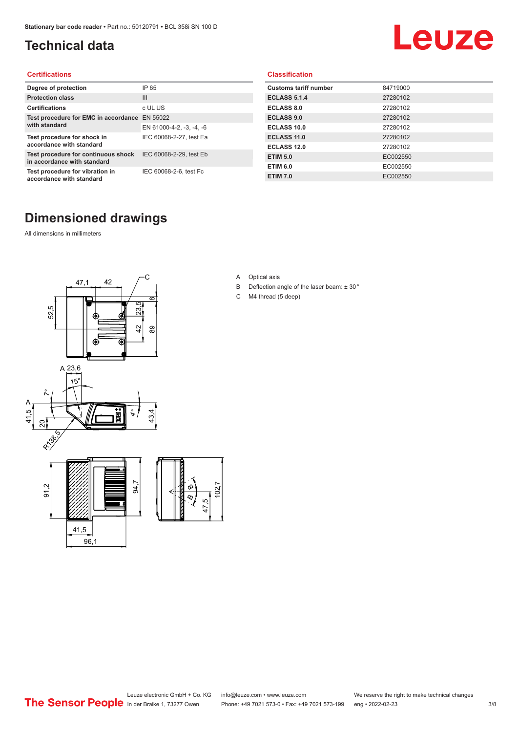# Technical data

## Certifications

| | |
|---|---|
| Degree of protection | IP 65 |
| Protection class | III |
| Certifications | c UL US |
| Test procedure for EMC in accordance with standard | EN 55022 |
| | EN 61000-4-2, -3, -4, -6 |
| Test procedure for shock in accordance with standard | IEC 60068-2-27, test Ea |
| Test procedure for continuous shock in accordance with standard | IEC 60068-2-29, test Eb |
| Test procedure for vibration in accordance with standard | IEC 60068-2-6, test Fc |

## Classification

| | |
|---|---|
| Customs tariff number | 84719000 |
| ECLASS 5.1.4 | 27280102 |
| ECLASS 8.0 | 27280102 |
| ECLASS 9.0 | 27280102 |
| ECLASS 10.0 | 27280102 |
| ECLASS 11.0 | 27280102 |
| ECLASS 12.0 | 27280102 |
| ETIM 5.0 | EC002550 |
| ETIM 6.0 | EC002550 |
| ETIM 7.0 | EC002550 |

# Dimensioned drawings

All dimensions in millimeters

A Optical axis

B Deflection angle of the laser beam: ± 30 °

C M4 thread (5 deep)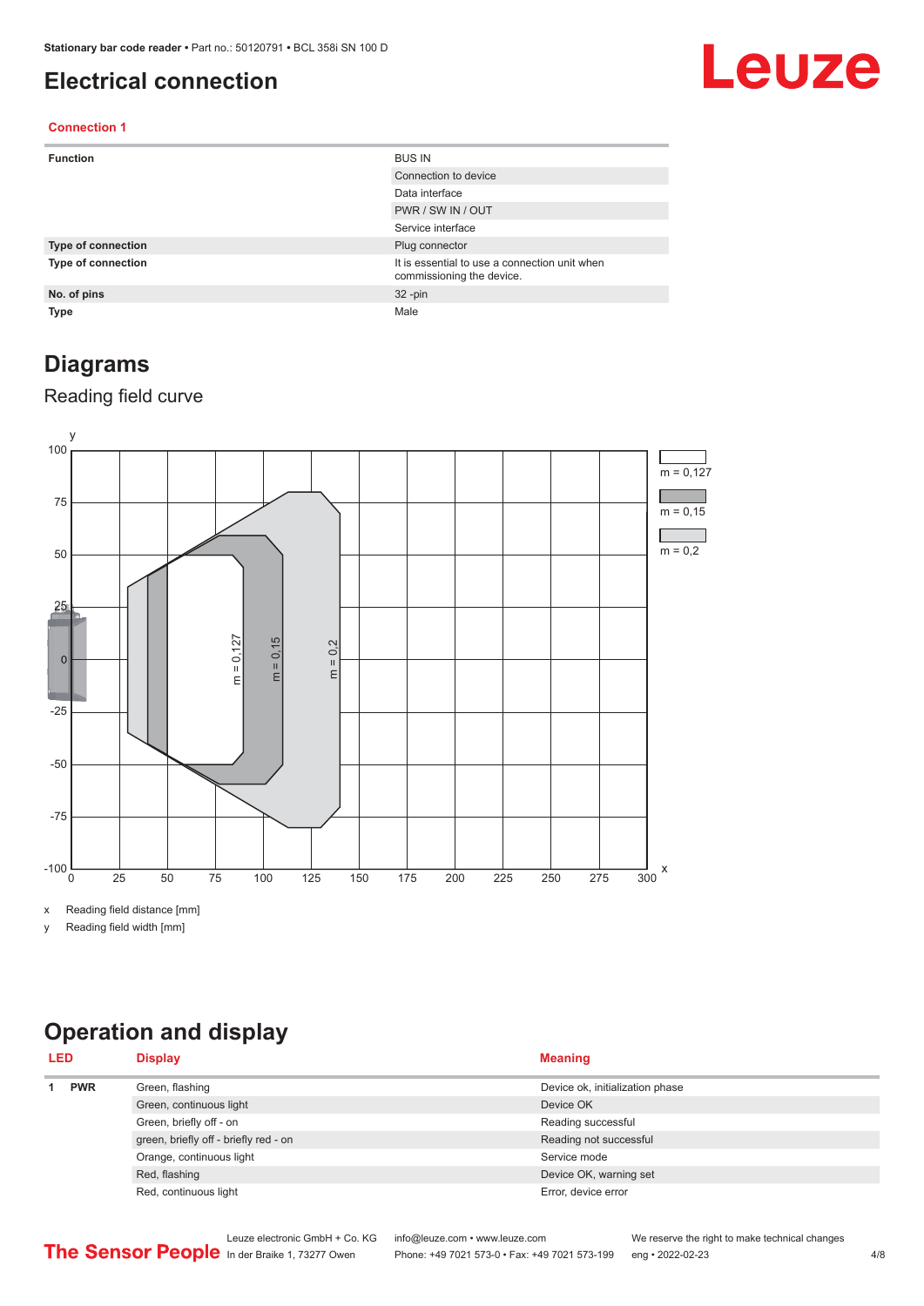# Electrical connection

## Connection 1

| | |
|---|---|
| **Function** | BUS IN |
| | Connection to device |
| | Data interface |
| | PWR / SW IN / OUT |
| | Service interface |
| **Type of connection** | Plug connector |
| **Type of connection** | It is essential to use a connection unit when commissioning the device. |
| **No. of pins** | 32 -pin |
| **Type** | Male |

# Diagrams

## Reading field curve

x Reading field distance [mm]

y Reading field width [mm]

# Operation and display

| LED | | Display | Meaning |
|---|---|---|---|
| 1 | PWR | Green, flashing | Device ok, initialization phase |
| | | Green, continuous light | Device OK |
| | | Green, briefly off - on | Reading successful |
| | | green, briefly off - briefly red - on | Reading not successful |
| | | Orange, continuous light | Service mode |
| | | Red, flashing | Device OK, warning set |
| | | Red, continuous light | Error, device error |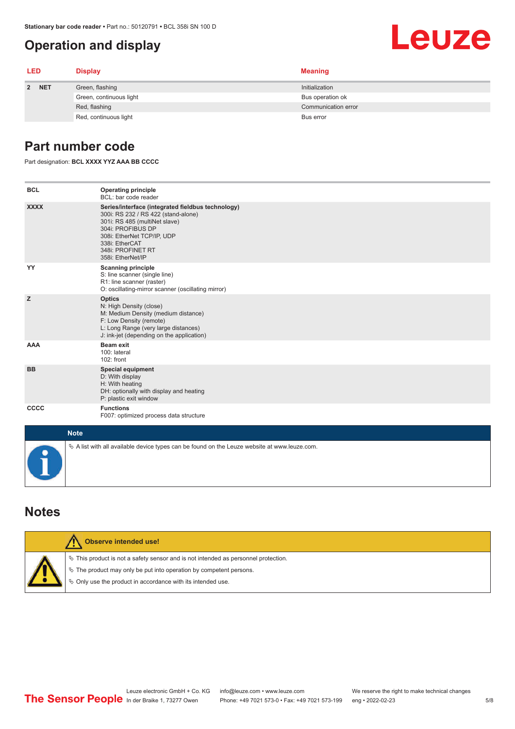# Operation and display

| LED | | Display | Meaning |
|---|---|---|---|
| 2 | NET | Green, flashing | Initialization |
| | | Green, continuous light | Bus operation ok |
| | | Red, flashing | Communication error |
| | | Red, continuous light | Bus error |

# Part number code

Part designation: **BCL XXXX YYZ AAA BB CCCC**

| | |
|---|---|
| **BCL** | **Operating principle**<br>BCL: bar code reader |
| **XXXX** | **Series/interface (integrated fieldbus technology)**<br>300i: RS 232 / RS 422 (stand-alone)<br>301i: RS 485 (multiNet slave)<br>304i: PROFIBUS DP<br>308i: EtherNet TCP/IP, UDP<br>338i: EtherCAT<br>348i: PROFINET RT<br>358i: EtherNet/IP |
| **YY** | **Scanning principle**<br>S: line scanner (single line)<br>R1: line scanner (raster)<br>O: oscillating-mirror scanner (oscillating mirror) |
| **Z** | **Optics**<br>N: High Density (close)<br>M: Medium Density (medium distance)<br>F: Low Density (remote)<br>L: Long Range (very large distances)<br>J: ink-jet (depending on the application) |
| **AAA** | **Beam exit**<br>100: lateral<br>102: front |
| **BB** | **Special equipment**<br>D: With display<br>H: With heating<br>DH: optionally with display and heating<br>P: plastic exit window |
| **CCCC** | **Functions**<br>F007: optimized process data structure |

**Note**

- A list with all available device types can be found on the Leuze website at www.leuze.com.

# Notes

**Observe intended use!**

- This product is not a safety sensor and is not intended as personnel protection.
- The product may only be put into operation by competent persons.
- Only use the product in accordance with its intended use.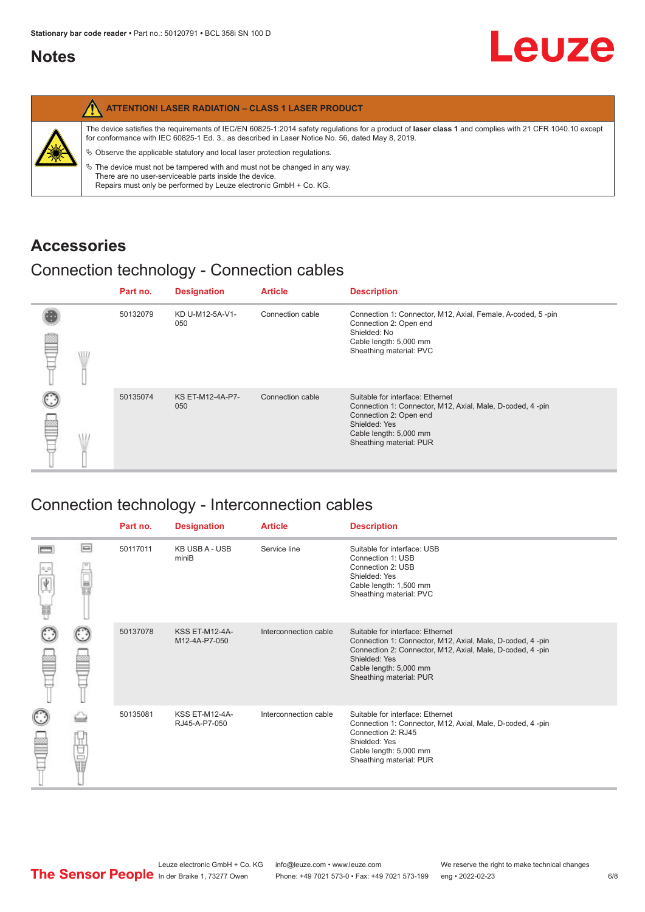# Notes

**ATTENTION! LASER RADIATION – CLASS 1 LASER PRODUCT**

The device satisfies the requirements of IEC/EN 60825-1:2014 safety regulations for a product of **laser class 1** and complies with 21 CFR 1040.10 except for conformance with IEC 60825-1 Ed. 3., as described in Laser Notice No. 56, dated May 8, 2019.

- Observe the applicable statutory and local laser protection regulations.
- The device must not be tampered with and must not be changed in any way.
  There are no user-serviceable parts inside the device.
  Repairs must only be performed by Leuze electronic GmbH + Co. KG.

# Accessories

## Connection technology - Connection cables

| Part no. | Designation | Article | Description |
|---|---|---|---|
| 50132079 | KD U-M12-5A-V1-050 | Connection cable | Connection 1: Connector, M12, Axial, Female, A-coded, 5 -pin<br>Connection 2: Open end<br>Shielded: No<br>Cable length: 5,000 mm<br>Sheathing material: PVC |
| 50135074 | KS ET-M12-4A-P7-050 | Connection cable | Suitable for interface: Ethernet<br>Connection 1: Connector, M12, Axial, Male, D-coded, 4 -pin<br>Connection 2: Open end<br>Shielded: Yes<br>Cable length: 5,000 mm<br>Sheathing material: PUR |

## Connection technology - Interconnection cables

| Part no. | Designation | Article | Description |
|---|---|---|---|
| 50117011 | KB USB A - USB miniB | Service line | Suitable for interface: USB<br>Connection 1: USB<br>Connection 2: USB<br>Shielded: Yes<br>Cable length: 1,500 mm<br>Sheathing material: PVC |
| 50137078 | KSS ET-M12-4A-M12-4A-P7-050 | Interconnection cable | Suitable for interface: Ethernet<br>Connection 1: Connector, M12, Axial, Male, D-coded, 4 -pin<br>Connection 2: Connector, M12, Axial, Male, D-coded, 4 -pin<br>Shielded: Yes<br>Cable length: 5,000 mm<br>Sheathing material: PUR |
| 50135081 | KSS ET-M12-4A-RJ45-A-P7-050 | Interconnection cable | Suitable for interface: Ethernet<br>Connection 1: Connector, M12, Axial, Male, D-coded, 4 -pin<br>Connection 2: RJ45<br>Shielded: Yes<br>Cable length: 5,000 mm<br>Sheathing material: PUR |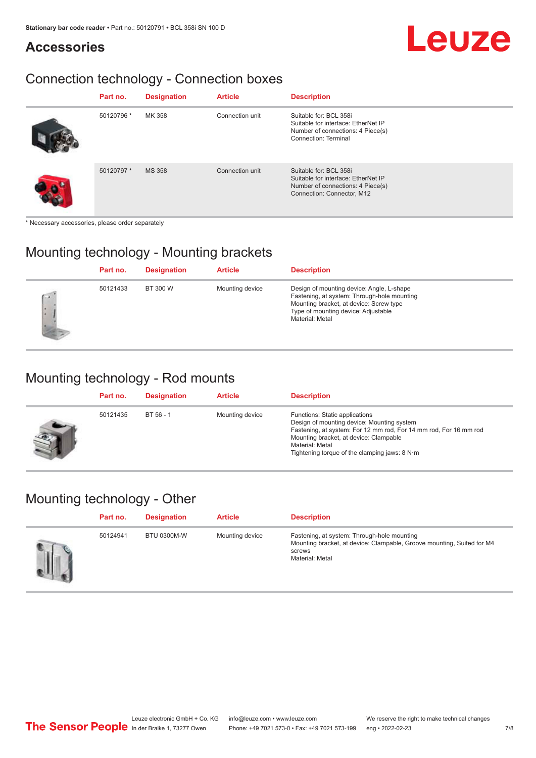## Accessories

### Connection technology - Connection boxes

| Part no. | Designation | Article | Description |
|---|---|---|---|
| 50120796 * | MK 358 | Connection unit | Suitable for: BCL 358i<br>Suitable for interface: EtherNet IP<br>Number of connections: 4 Piece(s)<br>Connection: Terminal |
| 50120797 * | MS 358 | Connection unit | Suitable for: BCL 358i<br>Suitable for interface: EtherNet IP<br>Number of connections: 4 Piece(s)<br>Connection: Connector, M12 |

* Necessary accessories, please order separately

### Mounting technology - Mounting brackets

| Part no. | Designation | Article | Description |
|---|---|---|---|
| 50121433 | BT 300 W | Mounting device | Design of mounting device: Angle, L-shape<br>Fastening, at system: Through-hole mounting<br>Mounting bracket, at device: Screw type<br>Type of mounting device: Adjustable<br>Material: Metal |

### Mounting technology - Rod mounts

| Part no. | Designation | Article | Description |
|---|---|---|---|
| 50121435 | BT 56 - 1 | Mounting device | Functions: Static applications<br>Design of mounting device: Mounting system<br>Fastening, at system: For 12 mm rod, For 14 mm rod, For 16 mm rod<br>Mounting bracket, at device: Clampable<br>Material: Metal<br>Tightening torque of the clamping jaws: 8 N·m |

### Mounting technology - Other

| Part no. | Designation | Article | Description |
|---|---|---|---|
| 50124941 | BTU 0300M-W | Mounting device | Fastening, at system: Through-hole mounting<br>Mounting bracket, at device: Clampable, Groove mounting, Suited for M4 screws<br>Material: Metal |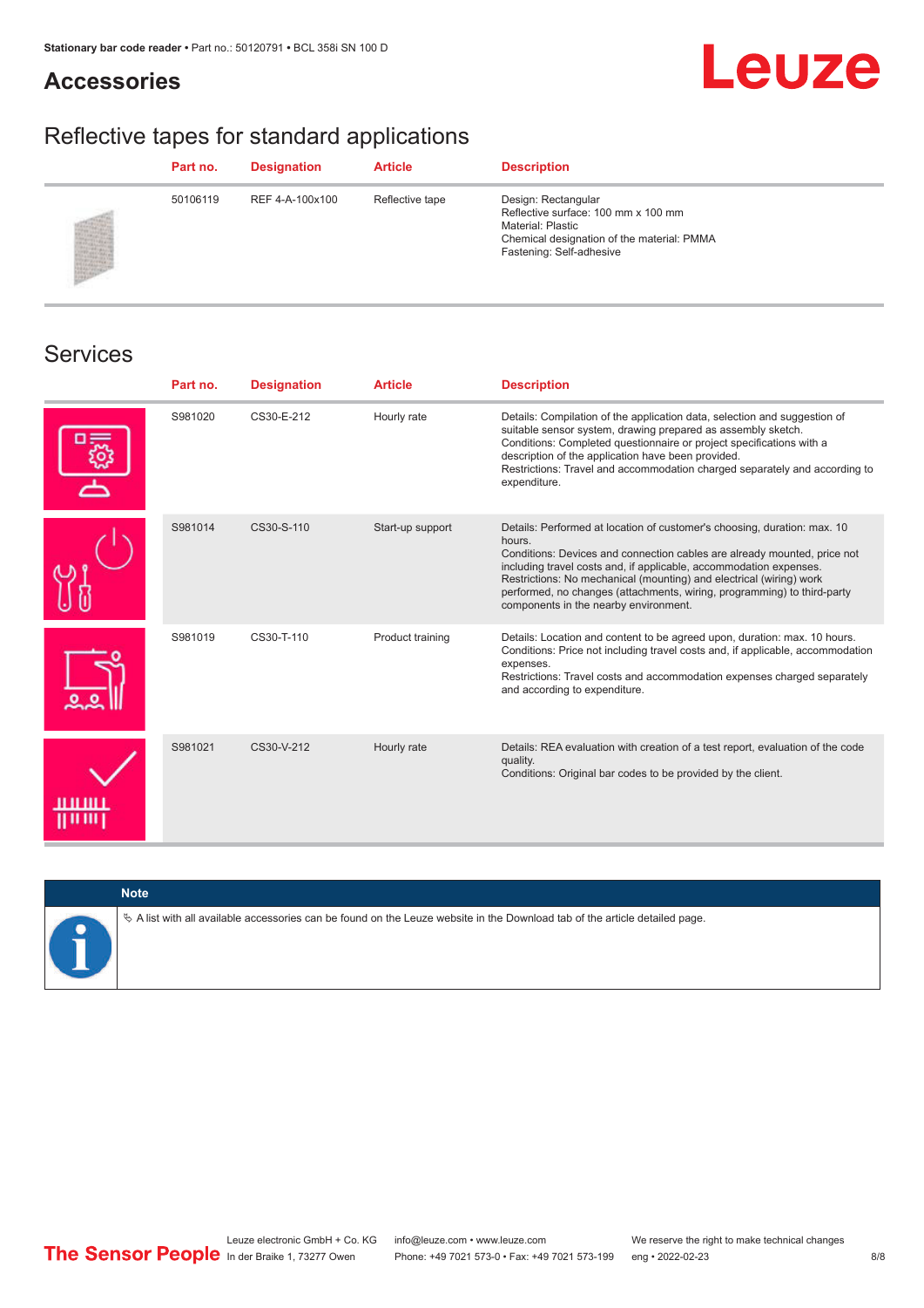## Accessories

# Reflective tapes for standard applications

| Part no. | Designation | Article | Description |
| --- | --- | --- | --- |
| 50106119 | REF 4-A-100x100 | Reflective tape | Design: Rectangular<br>Reflective surface: 100 mm x 100 mm<br>Material: Plastic<br>Chemical designation of the material: PMMA<br>Fastening: Self-adhesive |

# Services

| Part no. | Designation | Article | Description |
| --- | --- | --- | --- |
| S981020 | CS30-E-212 | Hourly rate | Details: Compilation of the application data, selection and suggestion of suitable sensor system, drawing prepared as assembly sketch.<br>Conditions: Completed questionnaire or project specifications with a description of the application have been provided.<br>Restrictions: Travel and accommodation charged separately and according to expenditure. |
| S981014 | CS30-S-110 | Start-up support | Details: Performed at location of customer's choosing, duration: max. 10 hours.<br>Conditions: Devices and connection cables are already mounted, price not including travel costs and, if applicable, accommodation expenses.<br>Restrictions: No mechanical (mounting) and electrical (wiring) work performed, no changes (attachments, wiring, programming) to third-party components in the nearby environment. |
| S981019 | CS30-T-110 | Product training | Details: Location and content to be agreed upon, duration: max. 10 hours.<br>Conditions: Price not including travel costs and, if applicable, accommodation expenses.<br>Restrictions: Travel costs and accommodation expenses charged separately and according to expenditure. |
| S981021 | CS30-V-212 | Hourly rate | Details: REA evaluation with creation of a test report, evaluation of the code quality.<br>Conditions: Original bar codes to be provided by the client. |

**Note**

A list with all available accessories can be found on the Leuze website in the Download tab of the article detailed page.